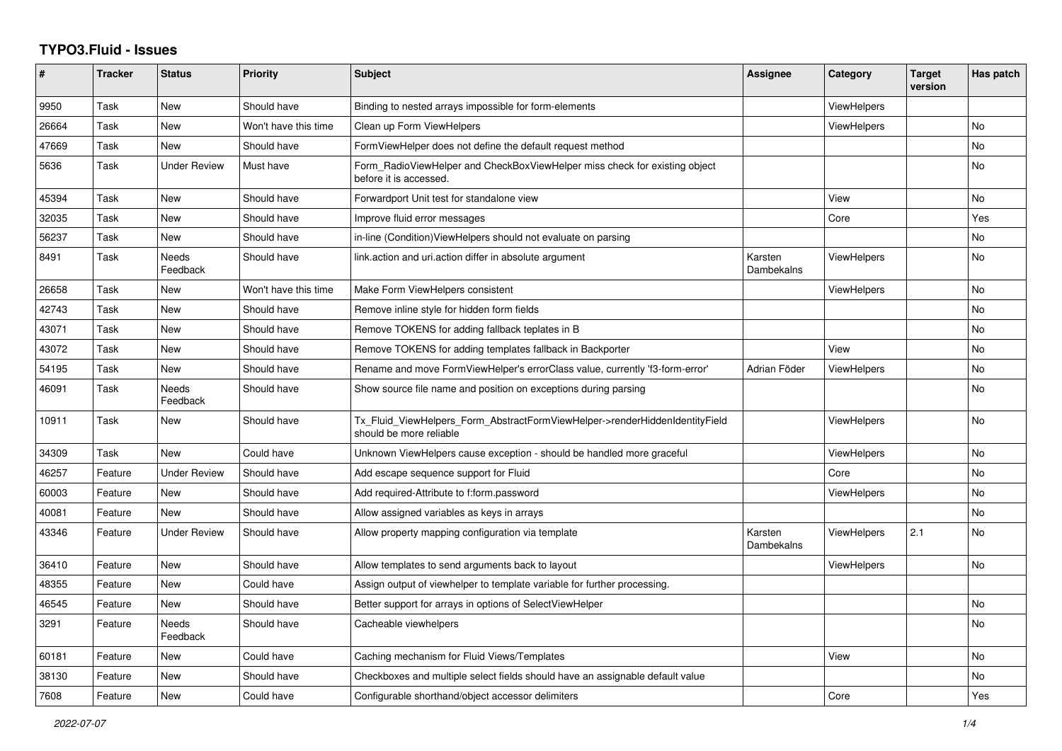# TYPO3.Fluid - Issues

| # | Tracker | Status | Priority | Subject | Assignee | Category | Target version | Has patch |
|---|---|---|---|---|---|---|---|---|
| 9950 | Task | New | Should have | Binding to nested arrays impossible for form-elements | | ViewHelpers | | |
| 26664 | Task | New | Won't have this time | Clean up Form ViewHelpers | | ViewHelpers | | No |
| 47669 | Task | New | Should have | FormViewHelper does not define the default request method | | | | No |
| 5636 | Task | Under Review | Must have | Form_RadioViewHelper and CheckBoxViewHelper miss check for existing object before it is accessed. | | | | No |
| 45394 | Task | New | Should have | Forwardport Unit test for standalone view | | View | | No |
| 32035 | Task | New | Should have | Improve fluid error messages | | Core | | Yes |
| 56237 | Task | New | Should have | in-line (Condition)ViewHelpers should not evaluate on parsing | | | | No |
| 8491 | Task | Needs Feedback | Should have | link.action and uri.action differ in absolute argument | Karsten Dambekalns | ViewHelpers | | No |
| 26658 | Task | New | Won't have this time | Make Form ViewHelpers consistent | | ViewHelpers | | No |
| 42743 | Task | New | Should have | Remove inline style for hidden form fields | | | | No |
| 43071 | Task | New | Should have | Remove TOKENS for adding fallback teplates in B | | | | No |
| 43072 | Task | New | Should have | Remove TOKENS for adding templates fallback in Backporter | | View | | No |
| 54195 | Task | New | Should have | Rename and move FormViewHelper's errorClass value, currently 'f3-form-error' | Adrian Föder | ViewHelpers | | No |
| 46091 | Task | Needs Feedback | Should have | Show source file name and position on exceptions during parsing | | | | No |
| 10911 | Task | New | Should have | Tx_Fluid_ViewHelpers_Form_AbstractFormViewHelper->renderHiddenIdentityField should be more reliable | | ViewHelpers | | No |
| 34309 | Task | New | Could have | Unknown ViewHelpers cause exception - should be handled more graceful | | ViewHelpers | | No |
| 46257 | Feature | Under Review | Should have | Add escape sequence support for Fluid | | Core | | No |
| 60003 | Feature | New | Should have | Add required-Attribute to f:form.password | | ViewHelpers | | No |
| 40081 | Feature | New | Should have | Allow assigned variables as keys in arrays | | | | No |
| 43346 | Feature | Under Review | Should have | Allow property mapping configuration via template | Karsten Dambekalns | ViewHelpers | 2.1 | No |
| 36410 | Feature | New | Should have | Allow templates to send arguments back to layout | | ViewHelpers | | No |
| 48355 | Feature | New | Could have | Assign output of viewhelper to template variable for further processing. | | | | |
| 46545 | Feature | New | Should have | Better support for arrays in options of SelectViewHelper | | | | No |
| 3291 | Feature | Needs Feedback | Should have | Cacheable viewhelpers | | | | No |
| 60181 | Feature | New | Could have | Caching mechanism for Fluid Views/Templates | | View | | No |
| 38130 | Feature | New | Should have | Checkboxes and multiple select fields should have an assignable default value | | | | No |
| 7608 | Feature | New | Could have | Configurable shorthand/object accessor delimiters | | Core | | Yes |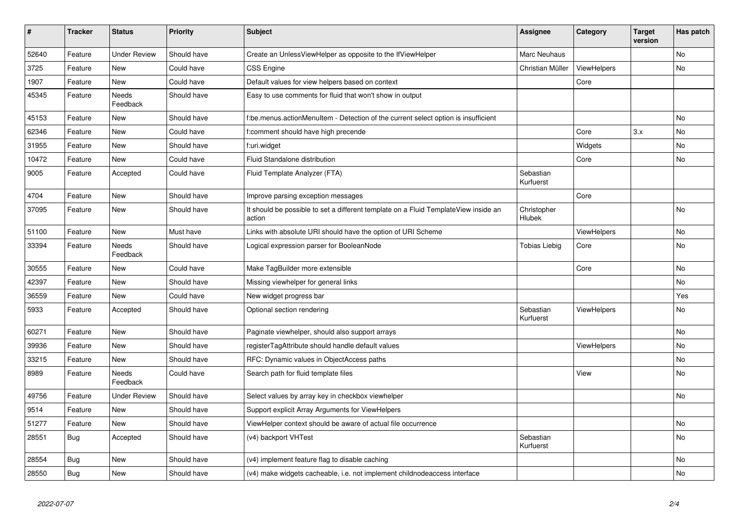| # | Tracker | Status | Priority | Subject | Assignee | Category | Target version | Has patch |
|---|---|---|---|---|---|---|---|---|
| 52640 | Feature | Under Review | Should have | Create an UnlessViewHelper as opposite to the IfViewHelper | Marc Neuhaus | | | No |
| 3725 | Feature | New | Could have | CSS Engine | Christian Müller | ViewHelpers | | No |
| 1907 | Feature | New | Could have | Default values for view helpers based on context | | Core | | |
| 45345 | Feature | Needs Feedback | Should have | Easy to use comments for fluid that won't show in output | | | | |
| 45153 | Feature | New | Should have | f:be.menus.actionMenuItem - Detection of the current select option is insufficient | | | | No |
| 62346 | Feature | New | Could have | f:comment should have high precende | | Core | 3.x | No |
| 31955 | Feature | New | Should have | f:uri.widget | | Widgets | | No |
| 10472 | Feature | New | Could have | Fluid Standalone distribution | | Core | | No |
| 9005 | Feature | Accepted | Could have | Fluid Template Analyzer (FTA) | Sebastian Kurfuerst | | | |
| 4704 | Feature | New | Should have | Improve parsing exception messages | | Core | | |
| 37095 | Feature | New | Should have | It should be possible to set a different template on a Fluid TemplateView inside an action | Christopher Hlubek | | | No |
| 51100 | Feature | New | Must have | Links with absolute URI should have the option of URI Scheme | | ViewHelpers | | No |
| 33394 | Feature | Needs Feedback | Should have | Logical expression parser for BooleanNode | Tobias Liebig | Core | | No |
| 30555 | Feature | New | Could have | Make TagBuilder more extensible | | Core | | No |
| 42397 | Feature | New | Should have | Missing viewhelper for general links | | | | No |
| 36559 | Feature | New | Could have | New widget progress bar | | | | Yes |
| 5933 | Feature | Accepted | Should have | Optional section rendering | Sebastian Kurfuerst | ViewHelpers | | No |
| 60271 | Feature | New | Should have | Paginate viewhelper, should also support arrays | | | | No |
| 39936 | Feature | New | Should have | registerTagAttribute should handle default values | | ViewHelpers | | No |
| 33215 | Feature | New | Should have | RFC: Dynamic values in ObjectAccess paths | | | | No |
| 8989 | Feature | Needs Feedback | Could have | Search path for fluid template files | | View | | No |
| 49756 | Feature | Under Review | Should have | Select values by array key in checkbox viewhelper | | | | No |
| 9514 | Feature | New | Should have | Support explicit Array Arguments for ViewHelpers | | | | |
| 51277 | Feature | New | Should have | ViewHelper context should be aware of actual file occurrence | | | | No |
| 28551 | Bug | Accepted | Should have | (v4) backport VHTest | Sebastian Kurfuerst | | | No |
| 28554 | Bug | New | Should have | (v4) implement feature flag to disable caching | | | | No |
| 28550 | Bug | New | Should have | (v4) make widgets cacheable, i.e. not implement childnodeaccess interface | | | | No |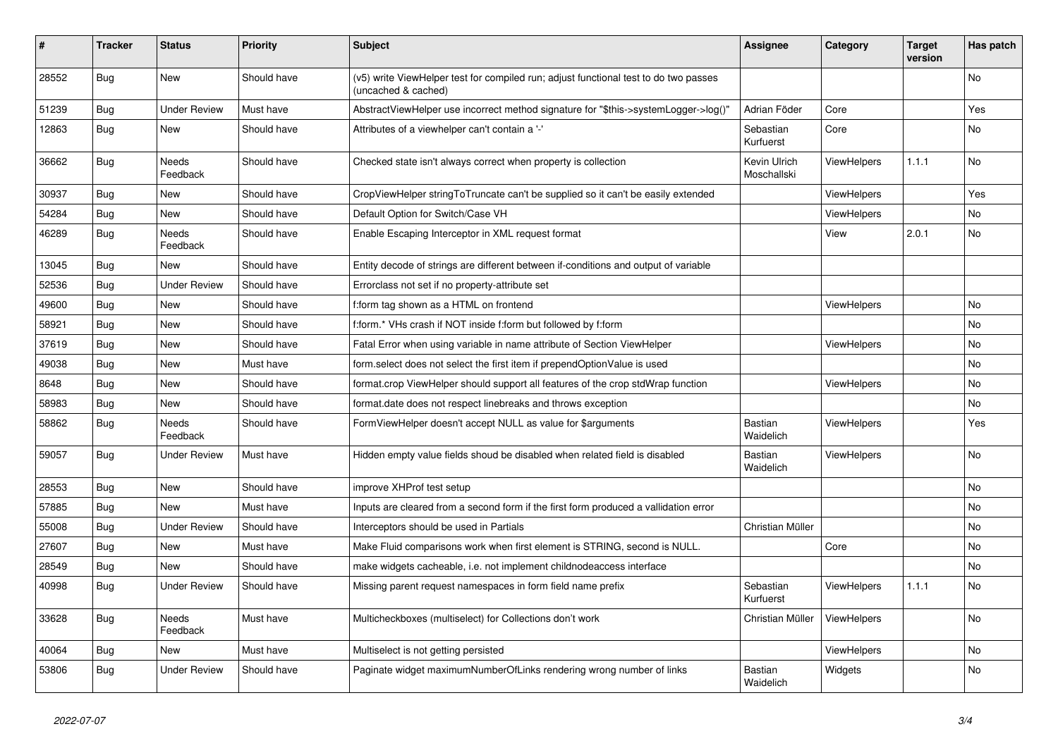| # | Tracker | Status | Priority | Subject | Assignee | Category | Target version | Has patch |
|---|---|---|---|---|---|---|---|---|
| 28552 | Bug | New | Should have | (v5) write ViewHelper test for compiled run; adjust functional test to do two passes (uncached & cached) | | | | No |
| 51239 | Bug | Under Review | Must have | AbstractViewHelper use incorrect method signature for "$this->systemLogger->log()" | Adrian Föder | Core | | Yes |
| 12863 | Bug | New | Should have | Attributes of a viewhelper can't contain a '-' | Sebastian Kurfuerst | Core | | No |
| 36662 | Bug | Needs Feedback | Should have | Checked state isn't always correct when property is collection | Kevin Ulrich Moschallski | ViewHelpers | 1.1.1 | No |
| 30937 | Bug | New | Should have | CropViewHelper stringToTruncate can't be supplied so it can't be easily extended | | ViewHelpers | | Yes |
| 54284 | Bug | New | Should have | Default Option for Switch/Case VH | | ViewHelpers | | No |
| 46289 | Bug | Needs Feedback | Should have | Enable Escaping Interceptor in XML request format | | View | 2.0.1 | No |
| 13045 | Bug | New | Should have | Entity decode of strings are different between if-conditions and output of variable | | | | |
| 52536 | Bug | Under Review | Should have | Errorclass not set if no property-attribute set | | | | |
| 49600 | Bug | New | Should have | f:form tag shown as a HTML on frontend | | ViewHelpers | | No |
| 58921 | Bug | New | Should have | f:form.* VHs crash if NOT inside f:form but followed by f:form | | | | No |
| 37619 | Bug | New | Should have | Fatal Error when using variable in name attribute of Section ViewHelper | | ViewHelpers | | No |
| 49038 | Bug | New | Must have | form.select does not select the first item if prependOptionValue is used | | | | No |
| 8648 | Bug | New | Should have | format.crop ViewHelper should support all features of the crop stdWrap function | | ViewHelpers | | No |
| 58983 | Bug | New | Should have | format.date does not respect linebreaks and throws exception | | | | No |
| 58862 | Bug | Needs Feedback | Should have | FormViewHelper doesn't accept NULL as value for $arguments | Bastian Waidelich | ViewHelpers | | Yes |
| 59057 | Bug | Under Review | Must have | Hidden empty value fields shoud be disabled when related field is disabled | Bastian Waidelich | ViewHelpers | | No |
| 28553 | Bug | New | Should have | improve XHProf test setup | | | | No |
| 57885 | Bug | New | Must have | Inputs are cleared from a second form if the first form produced a vallidation error | | | | No |
| 55008 | Bug | Under Review | Should have | Interceptors should be used in Partials | Christian Müller | | | No |
| 27607 | Bug | New | Must have | Make Fluid comparisons work when first element is STRING, second is NULL. | | Core | | No |
| 28549 | Bug | New | Should have | make widgets cacheable, i.e. not implement childnodeaccess interface | | | | No |
| 40998 | Bug | Under Review | Should have | Missing parent request namespaces in form field name prefix | Sebastian Kurfuerst | ViewHelpers | 1.1.1 | No |
| 33628 | Bug | Needs Feedback | Must have | Multicheckboxes (multiselect) for Collections don't work | Christian Müller | ViewHelpers | | No |
| 40064 | Bug | New | Must have | Multiselect is not getting persisted | | ViewHelpers | | No |
| 53806 | Bug | Under Review | Should have | Paginate widget maximumNumberOfLinks rendering wrong number of links | Bastian Waidelich | Widgets | | No |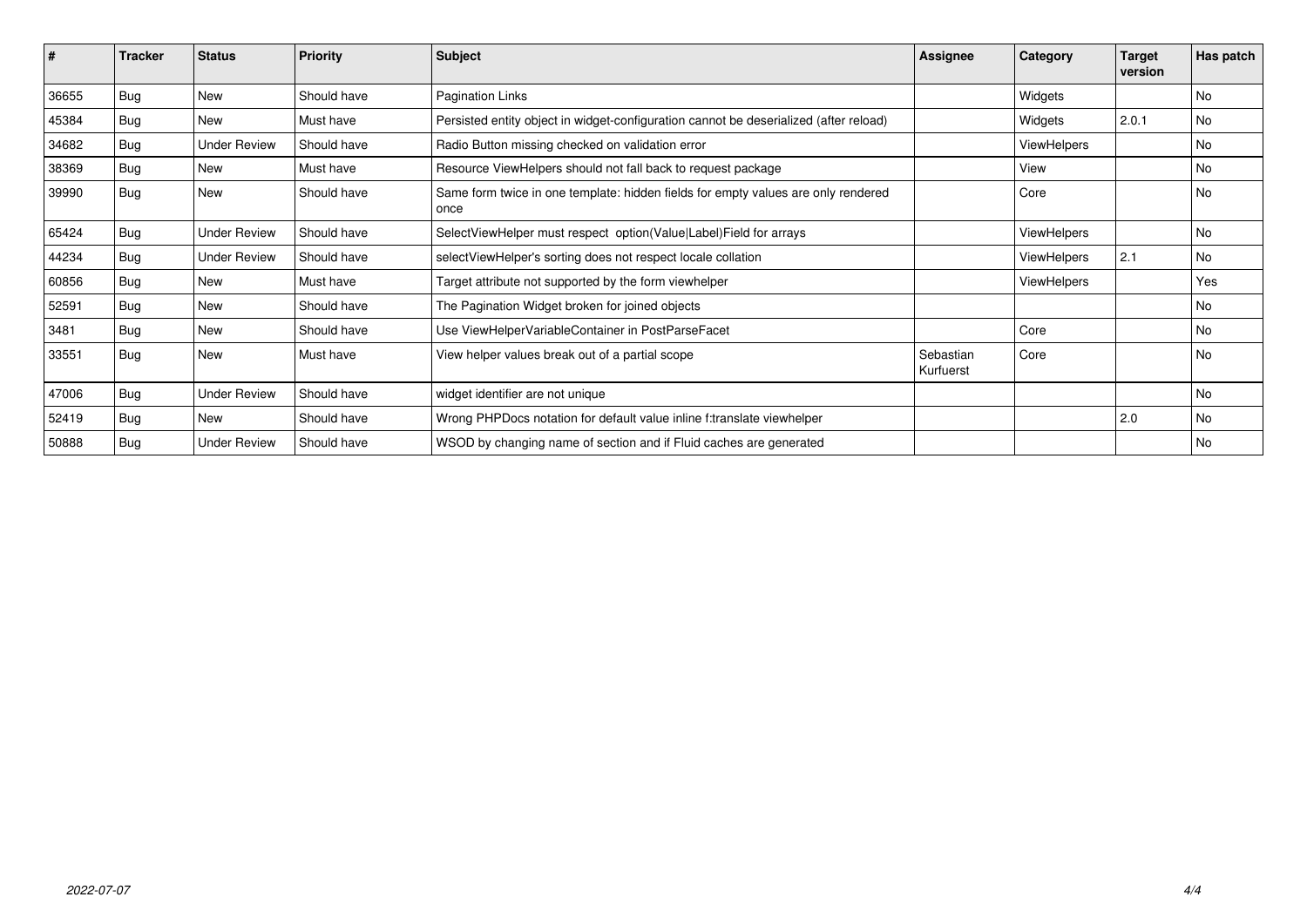| # | Tracker | Status | Priority | Subject | Assignee | Category | Target version | Has patch |
|---|---|---|---|---|---|---|---|---|
| 36655 | Bug | New | Should have | Pagination Links | | Widgets | | No |
| 45384 | Bug | New | Must have | Persisted entity object in widget-configuration cannot be deserialized (after reload) | | Widgets | 2.0.1 | No |
| 34682 | Bug | Under Review | Should have | Radio Button missing checked on validation error | | ViewHelpers | | No |
| 38369 | Bug | New | Must have | Resource ViewHelpers should not fall back to request package | | View | | No |
| 39990 | Bug | New | Should have | Same form twice in one template: hidden fields for empty values are only rendered once | | Core | | No |
| 65424 | Bug | Under Review | Should have | SelectViewHelper must respect option(Value\|Label)Field for arrays | | ViewHelpers | | No |
| 44234 | Bug | Under Review | Should have | selectViewHelper's sorting does not respect locale collation | | ViewHelpers | 2.1 | No |
| 60856 | Bug | New | Must have | Target attribute not supported by the form viewhelper | | ViewHelpers | | Yes |
| 52591 | Bug | New | Should have | The Pagination Widget broken for joined objects | | | | No |
| 3481 | Bug | New | Should have | Use ViewHelperVariableContainer in PostParseFacet | | Core | | No |
| 33551 | Bug | New | Must have | View helper values break out of a partial scope | Sebastian Kurfuerst | Core | | No |
| 47006 | Bug | Under Review | Should have | widget identifier are not unique | | | | No |
| 52419 | Bug | New | Should have | Wrong PHPDocs notation for default value inline f:translate viewhelper | | | 2.0 | No |
| 50888 | Bug | Under Review | Should have | WSOD by changing name of section and if Fluid caches are generated | | | | No |